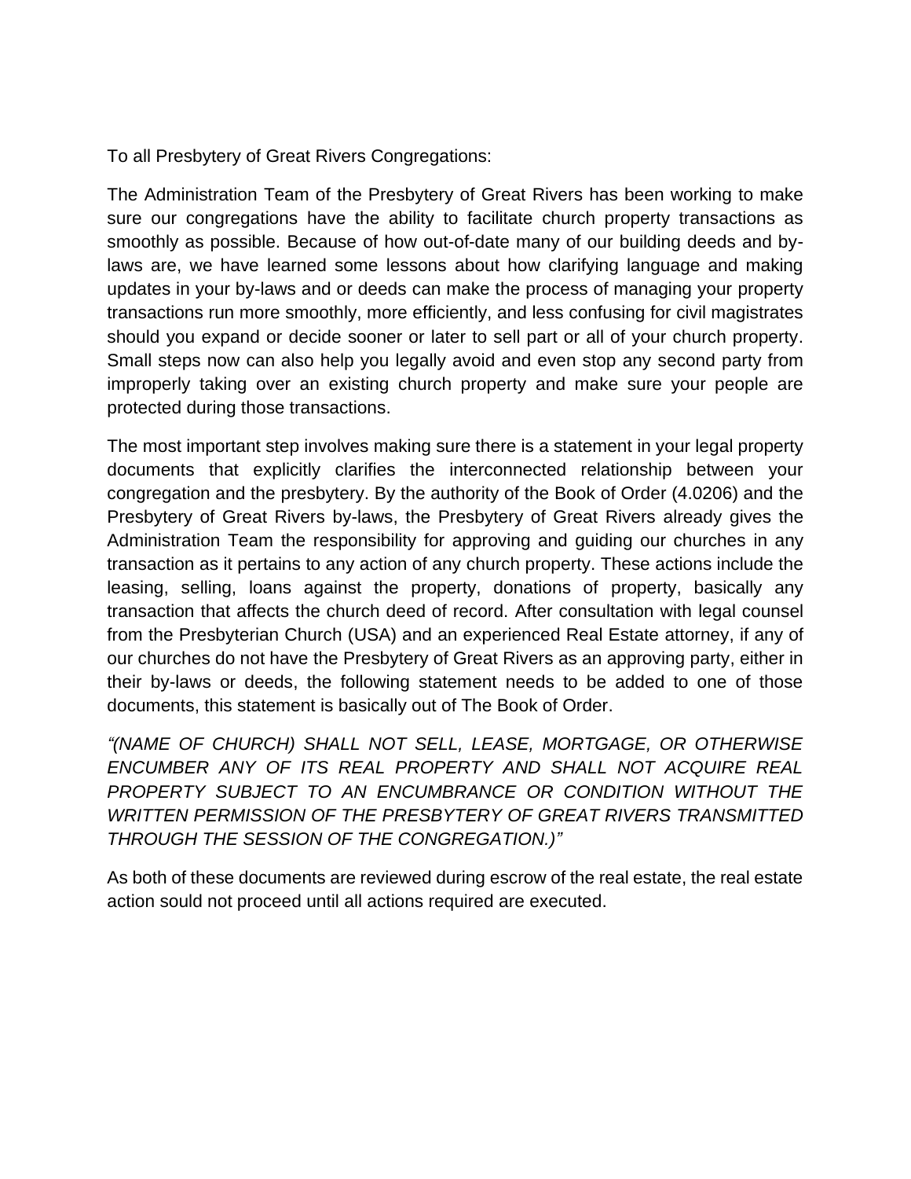To all Presbytery of Great Rivers Congregations:

The Administration Team of the Presbytery of Great Rivers has been working to make sure our congregations have the ability to facilitate church property transactions as smoothly as possible. Because of how out-of-date many of our building deeds and by-laws are, we have learned some lessons about how clarifying language and making updates in your by-laws and or deeds can make the process of managing your property transactions run more smoothly, more efficiently, and less confusing for civil magistrates should you expand or decide sooner or later to sell part or all of your church property. Small steps now can also help you legally avoid and even stop any second party from improperly taking over an existing church property and make sure your people are protected during those transactions.

The most important step involves making sure there is a statement in your legal property documents that explicitly clarifies the interconnected relationship between your congregation and the presbytery. By the authority of the Book of Order (4.0206) and the Presbytery of Great Rivers by-laws, the Presbytery of Great Rivers already gives the Administration Team the responsibility for approving and guiding our churches in any transaction as it pertains to any action of any church property. These actions include the leasing, selling, loans against the property, donations of property, basically any transaction that affects the church deed of record. After consultation with legal counsel from the Presbyterian Church (USA) and an experienced Real Estate attorney, if any of our churches do not have the Presbytery of Great Rivers as an approving party, either in their by-laws or deeds, the following statement needs to be added to one of those documents, this statement is basically out of The Book of Order.

*"(NAME OF CHURCH) SHALL NOT SELL, LEASE, MORTGAGE, OR OTHERWISE ENCUMBER ANY OF ITS REAL PROPERTY AND SHALL NOT ACQUIRE REAL PROPERTY SUBJECT TO AN ENCUMBRANCE OR CONDITION WITHOUT THE WRITTEN PERMISSION OF THE PRESBYTERY OF GREAT RIVERS TRANSMITTED THROUGH THE SESSION OF THE CONGREGATION.)"*

As both of these documents are reviewed during escrow of the real estate, the real estate action sould not proceed until all actions required are executed.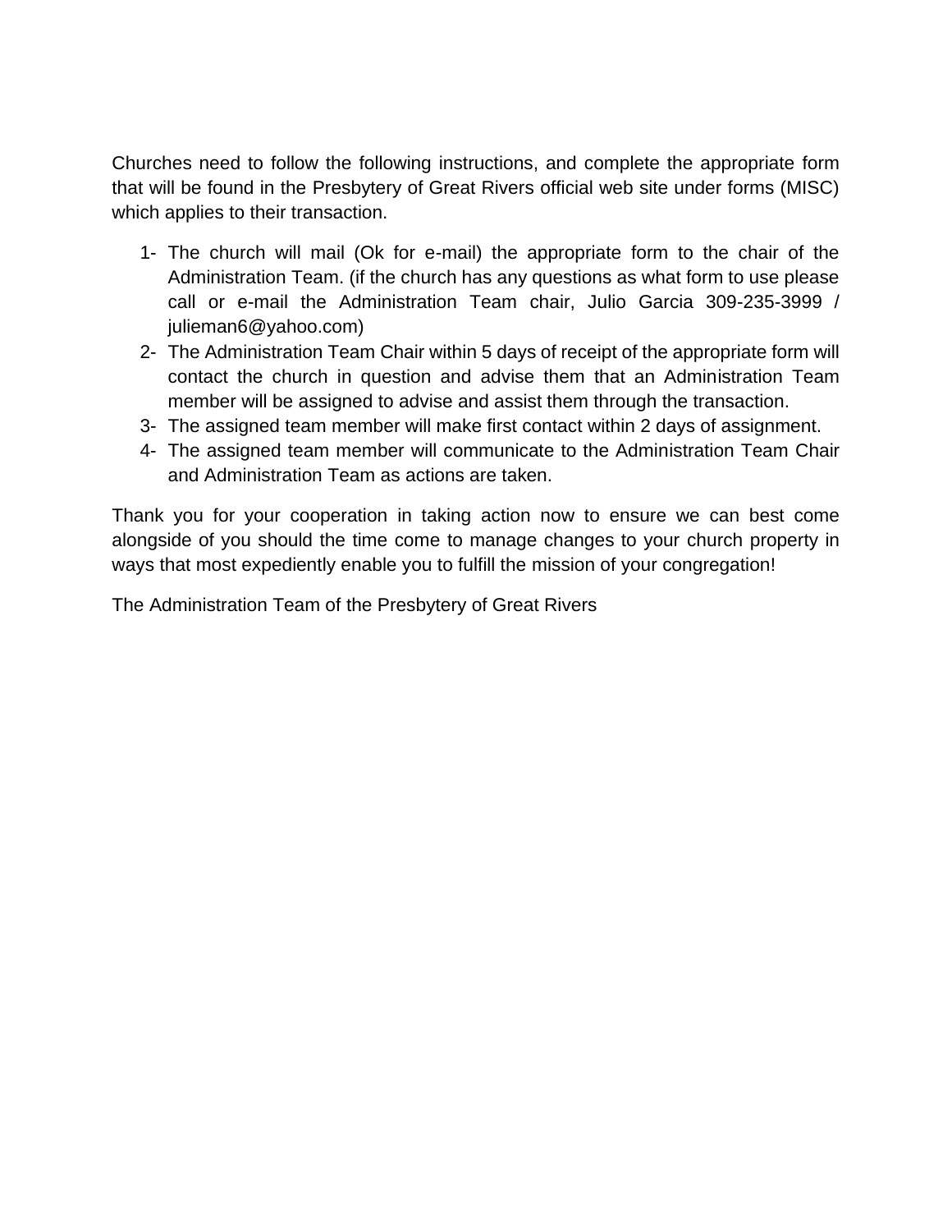Churches need to follow the following instructions, and complete the appropriate form that will be found in the Presbytery of Great Rivers official web site under forms (MISC) which applies to their transaction.

1- The church will mail (Ok for e-mail) the appropriate form to the chair of the Administration Team. (if the church has any questions as what form to use please call or e-mail the Administration Team chair, Julio Garcia 309-235-3999 / julieman6@yahoo.com)
2- The Administration Team Chair within 5 days of receipt of the appropriate form will contact the church in question and advise them that an Administration Team member will be assigned to advise and assist them through the transaction.
3- The assigned team member will make first contact within 2 days of assignment.
4- The assigned team member will communicate to the Administration Team Chair and Administration Team as actions are taken.

Thank you for your cooperation in taking action now to ensure we can best come alongside of you should the time come to manage changes to your church property in ways that most expediently enable you to fulfill the mission of your congregation!

The Administration Team of the Presbytery of Great Rivers